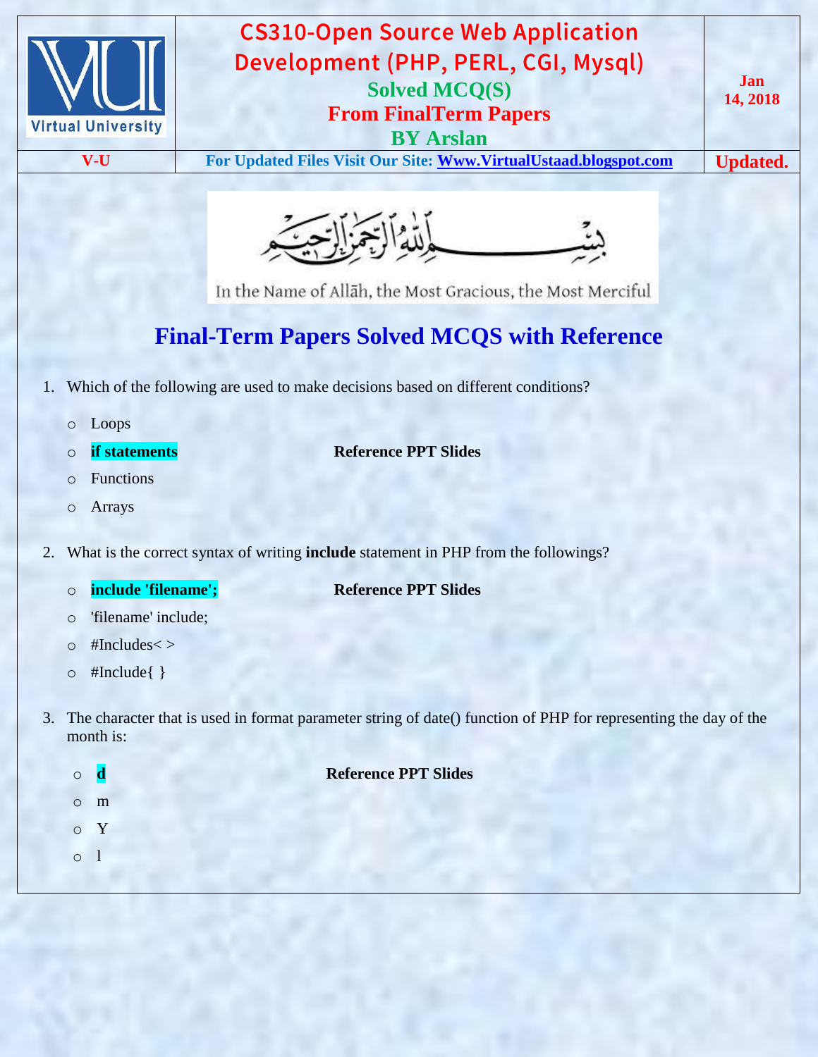# CS310-Open Source Web Application Development (PHP, PERL, CGI, Mysql)

**Solved MCQ(S)**

**From FinalTerm Papers**

**BY Arslan**

**Jan 14, 2018**

**V-U** | **For Updated Files Visit Our Site: [Www.VirtualUstaad.blogspot.com](http://Www.VirtualUstaad.blogspot.com)** | **Updated.**

In the Name of Allāh, the Most Gracious, the Most Merciful

## Final-Term Papers Solved MCQS with Reference

1. Which of the following are used to make decisions based on different conditions?
   - Loops
   - **if statements** — **Reference PPT Slides**
   - Functions
   - Arrays

2. What is the correct syntax of writing **include** statement in PHP from the followings?
   - **include 'filename';** — **Reference PPT Slides**
   - 'filename' include;
   - #Includes< >
   - #Include{ }

3. The character that is used in format parameter string of date() function of PHP for representing the day of the month is:
   - **d** — **Reference PPT Slides**
   - m
   - Y
   - l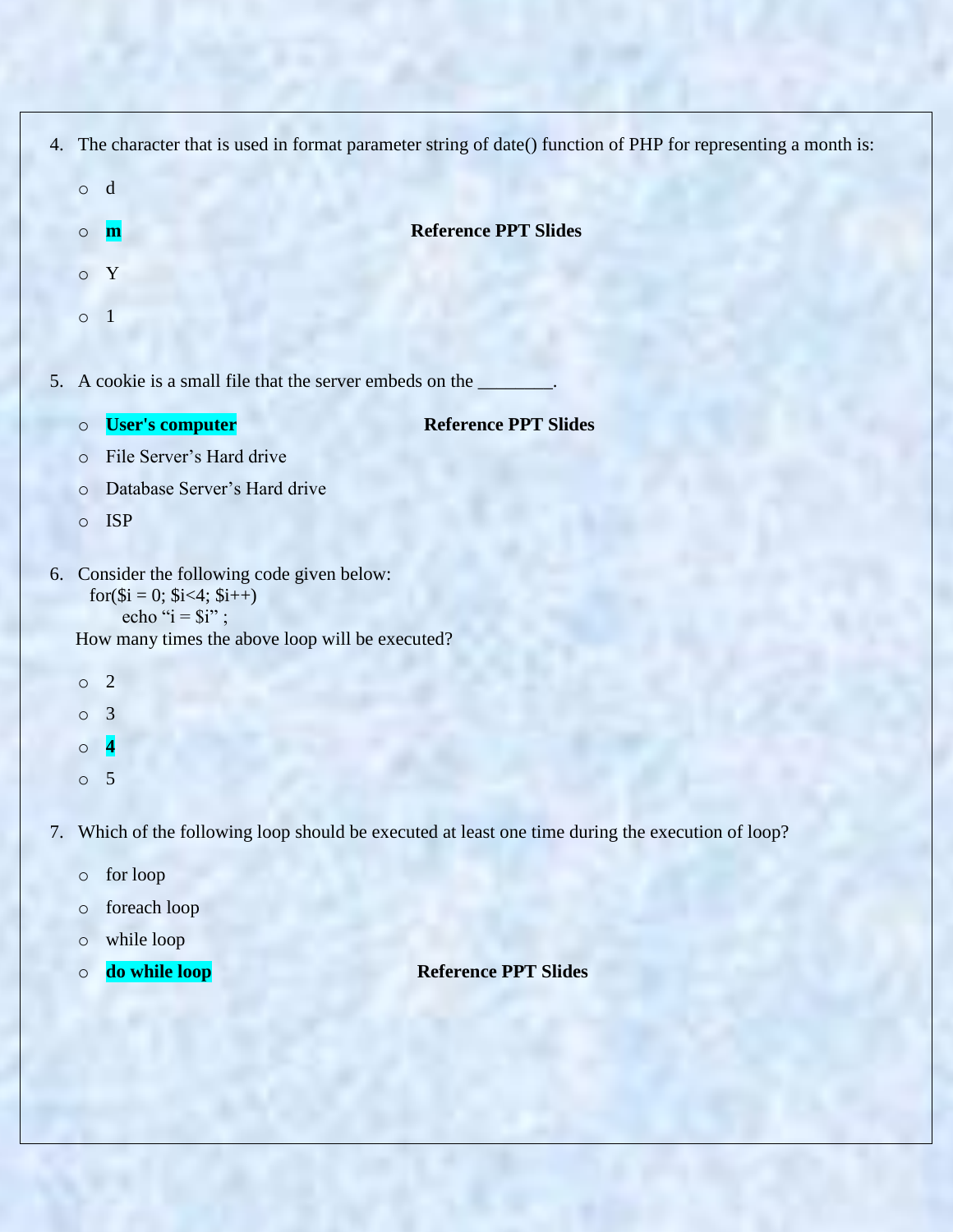4. The character that is used in format parameter string of date() function of PHP for representing a month is:

   - d
   - **m** **Reference PPT Slides**
   - Y
   - 1

5. A cookie is a small file that the server embeds on the ________.

   - **User's computer** **Reference PPT Slides**
   - File Server's Hard drive
   - Database Server's Hard drive
   - ISP

6. Consider the following code given below:

   ```
   for($i = 0; $i<4; $i++)
         echo "i = $i" ;
   ```

   How many times the above loop will be executed?

   - 2
   - 3
   - **4**
   - 5

7. Which of the following loop should be executed at least one time during the execution of loop?

   - for loop
   - foreach loop
   - while loop
   - **do while loop** **Reference PPT Slides**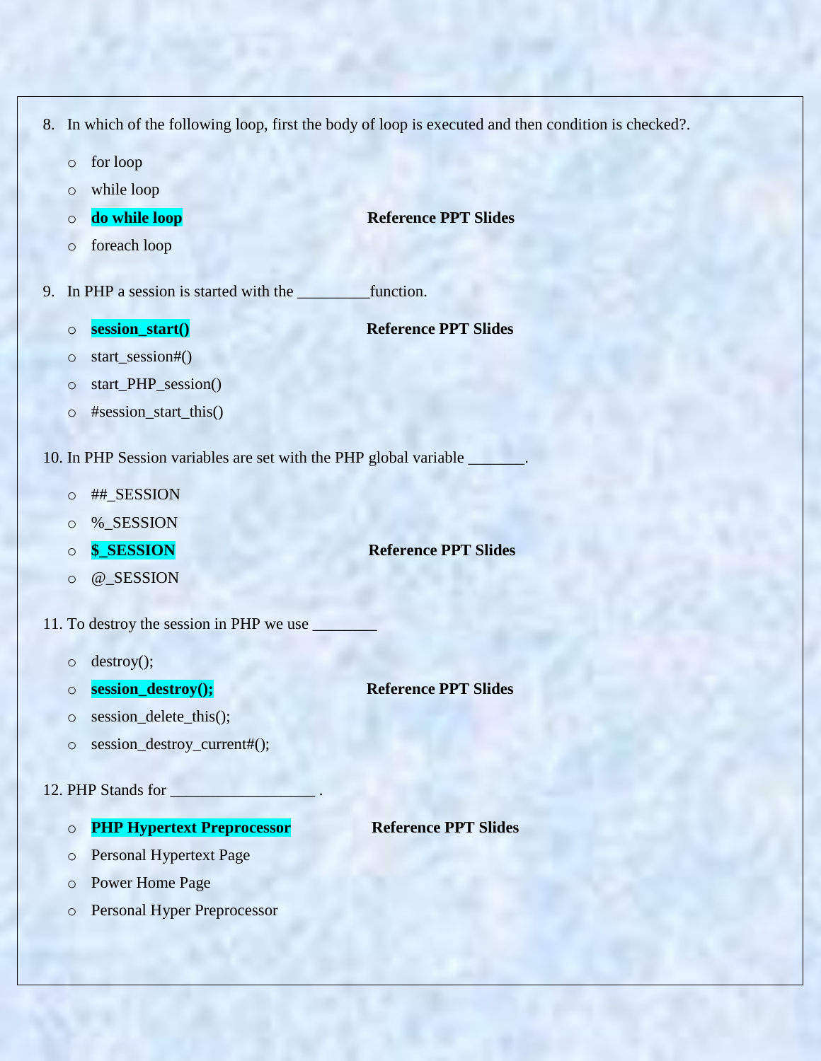8. In which of the following loop, first the body of loop is executed and then condition is checked?.

    - for loop
    - while loop
    - **do while loop** **Reference PPT Slides**
    - foreach loop

9. In PHP a session is started with the _________function.

    - **session_start()** **Reference PPT Slides**
    - start_session#()
    - start_PHP_session()
    - #session_start_this()

10. In PHP Session variables are set with the PHP global variable _______.

    - ##_SESSION
    - %_SESSION
    - **$_SESSION** **Reference PPT Slides**
    - @_SESSION

11. To destroy the session in PHP we use ________

    - destroy();
    - **session_destroy();** **Reference PPT Slides**
    - session_delete_this();
    - session_destroy_current#();

12. PHP Stands for _________________ .

    - **PHP Hypertext Preprocessor** **Reference PPT Slides**
    - Personal Hypertext Page
    - Power Home Page
    - Personal Hyper Preprocessor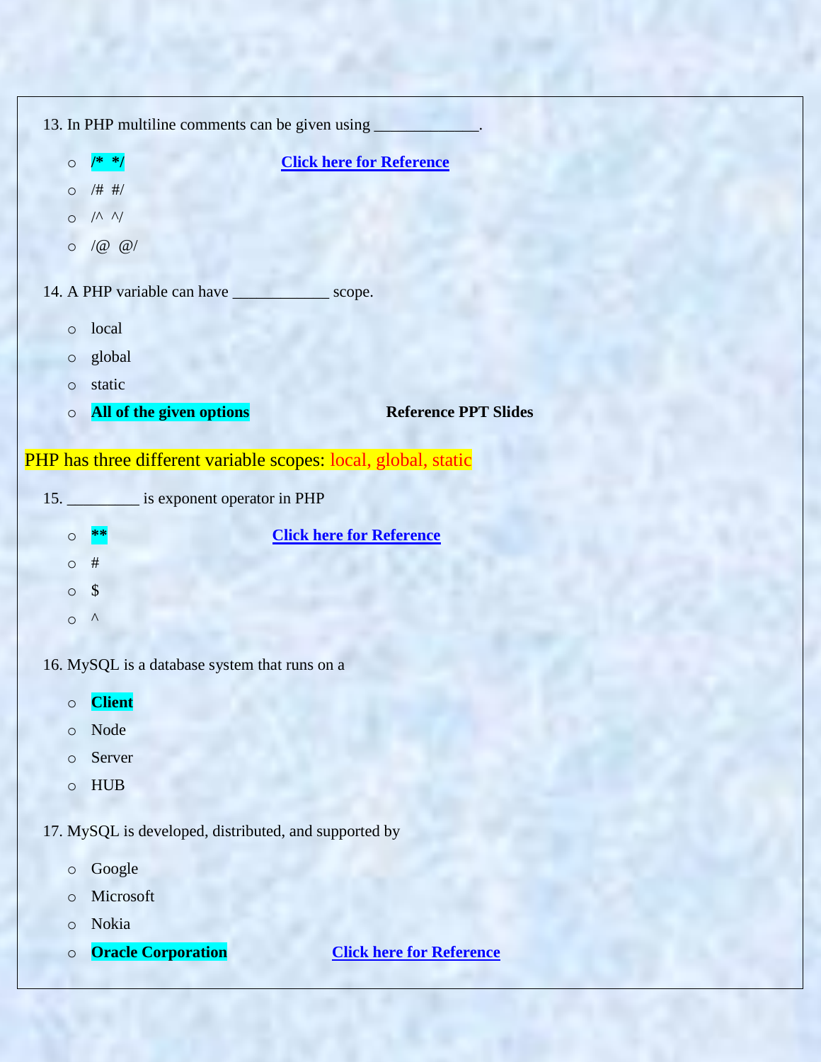13. In PHP multiline comments can be given using _____________.

- **/* */** [**Click here for Reference**]
- /# #/
- /^ ^/
- /@ @/

14. A PHP variable can have ____________ scope.

- local
- global
- static
- **All of the given options** **Reference PPT Slides**

PHP has three different variable scopes: local, global, static

15. _________ is exponent operator in PHP

- **\*\*** [**Click here for Reference**]
- #
- $
- ^

16. MySQL is a database system that runs on a

- **Client**
- Node
- Server
- HUB

17. MySQL is developed, distributed, and supported by

- Google
- Microsoft
- Nokia
- **Oracle Corporation** [**Click here for Reference**]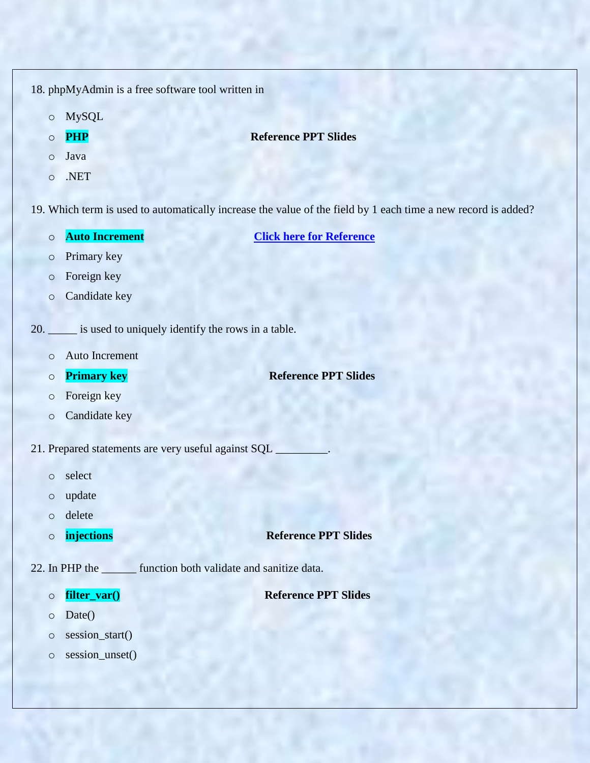18. phpMyAdmin is a free software tool written in

- MySQL
- **PHP** **Reference PPT Slides**
- Java
- .NET

19. Which term is used to automatically increase the value of the field by 1 each time a new record is added?

- **Auto Increment** **Click here for Reference**
- Primary key
- Foreign key
- Candidate key

20. _____ is used to uniquely identify the rows in a table.

- Auto Increment
- **Primary key** **Reference PPT Slides**
- Foreign key
- Candidate key

21. Prepared statements are very useful against SQL _________.

- select
- update
- delete
- **injections** **Reference PPT Slides**

22. In PHP the ______ function both validate and sanitize data.

- **filter_var()** **Reference PPT Slides**
- Date()
- session_start()
- session_unset()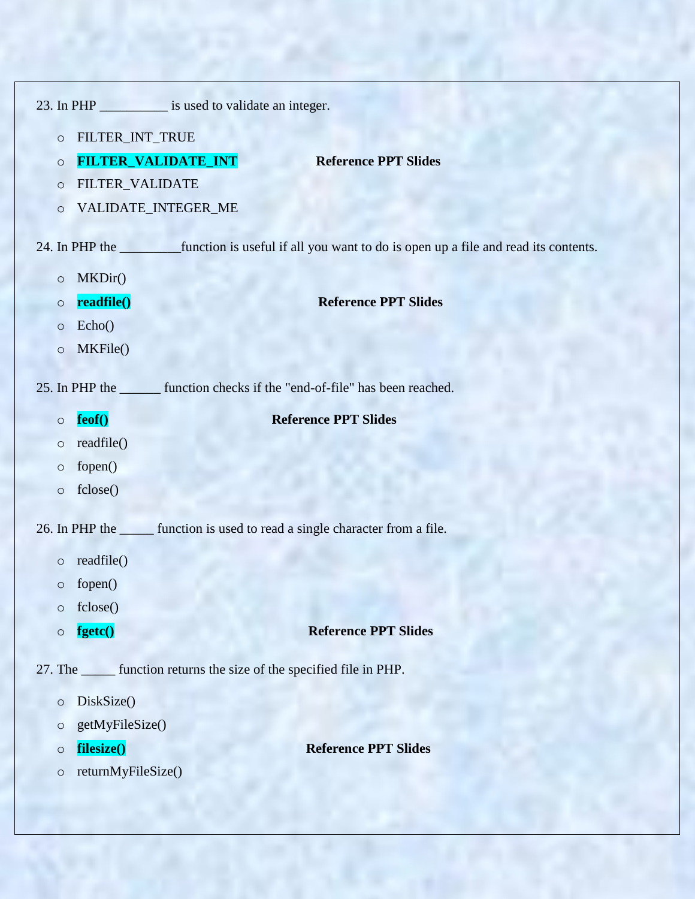23. In PHP __________ is used to validate an integer.

- FILTER_INT_TRUE
- **FILTER_VALIDATE_INT** **Reference PPT Slides**
- FILTER_VALIDATE
- VALIDATE_INTEGER_ME

24. In PHP the _________function is useful if all you want to do is open up a file and read its contents.

- MKDir()
- **readfile()** **Reference PPT Slides**
- Echo()
- MKFile()

25. In PHP the ______ function checks if the "end-of-file" has been reached.

- **feof()** **Reference PPT Slides**
- readfile()
- fopen()
- fclose()

26. In PHP the _____ function is used to read a single character from a file.

- readfile()
- fopen()
- fclose()
- **fgetc()** **Reference PPT Slides**

27. The _____ function returns the size of the specified file in PHP.

- DiskSize()
- getMyFileSize()
- **filesize()** **Reference PPT Slides**
- returnMyFileSize()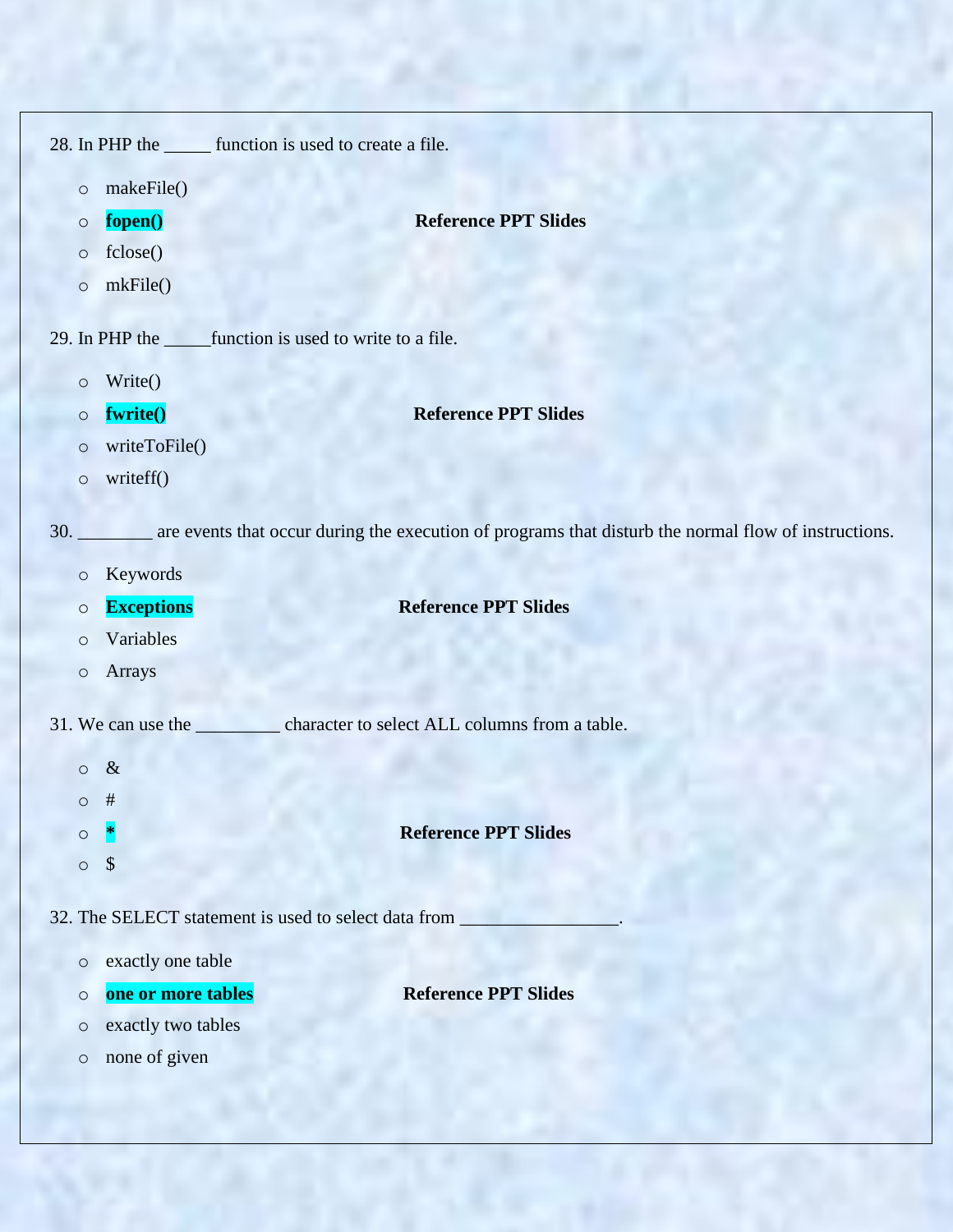28. In PHP the _____ function is used to create a file.

- makeFile()
- **fopen()** **Reference PPT Slides**
- fclose()
- mkFile()

29. In PHP the _____function is used to write to a file.

- Write()
- **fwrite()** **Reference PPT Slides**
- writeToFile()
- writeff()

30. ________ are events that occur during the execution of programs that disturb the normal flow of instructions.

- Keywords
- **Exceptions** **Reference PPT Slides**
- Variables
- Arrays

31. We can use the _________ character to select ALL columns from a table.

- &
- #
- **\*** **Reference PPT Slides**
- $

32. The SELECT statement is used to select data from ________________.

- exactly one table
- **one or more tables** **Reference PPT Slides**
- exactly two tables
- none of given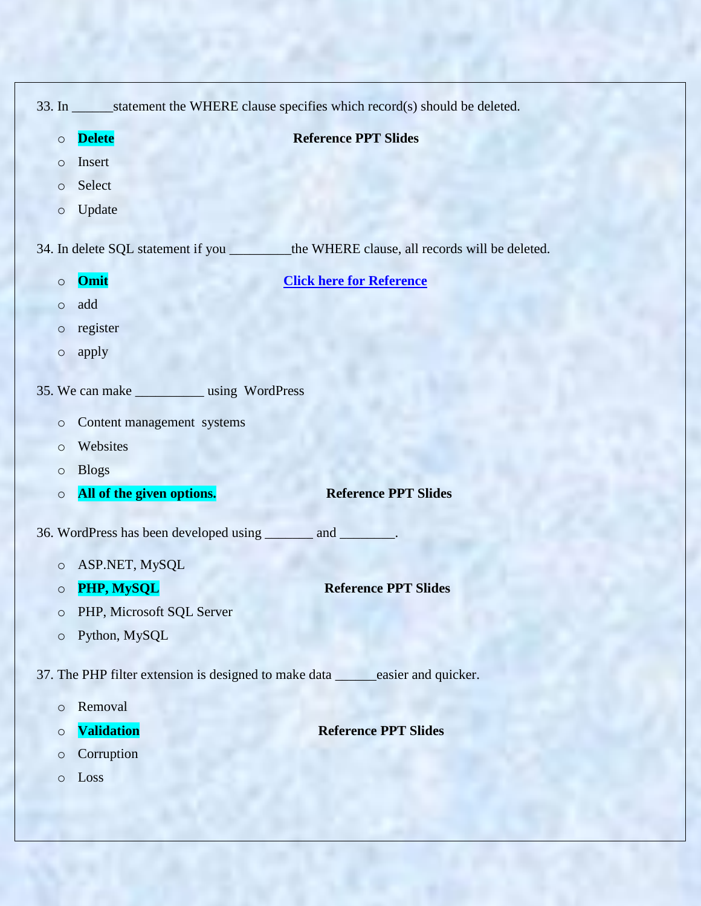33. In ______statement the WHERE clause specifies which record(s) should be deleted.

- **Delete** **Reference PPT Slides**
- Insert
- Select
- Update

34. In delete SQL statement if you _________the WHERE clause, all records will be deleted.

- **Omit** **Click here for Reference**
- add
- register
- apply

35. We can make __________ using WordPress

- Content management systems
- Websites
- Blogs
- **All of the given options.** **Reference PPT Slides**

36. WordPress has been developed using _______ and ________.

- ASP.NET, MySQL
- **PHP, MySQL** **Reference PPT Slides**
- PHP, Microsoft SQL Server
- Python, MySQL

37. The PHP filter extension is designed to make data ______easier and quicker.

- Removal
- **Validation** **Reference PPT Slides**
- Corruption
- Loss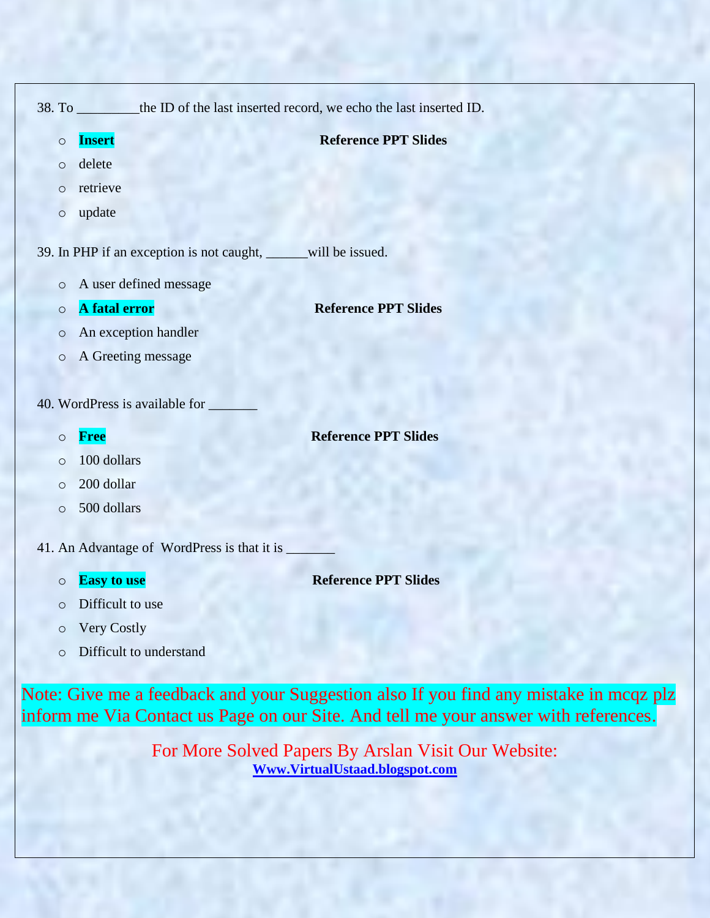38. To _________the ID of the last inserted record, we echo the last inserted ID.

- **Insert** **Reference PPT Slides**
- delete
- retrieve
- update

39. In PHP if an exception is not caught, ______will be issued.

- A user defined message
- **A fatal error** **Reference PPT Slides**
- An exception handler
- A Greeting message

40. WordPress is available for _______

- **Free** **Reference PPT Slides**
- 100 dollars
- 200 dollar
- 500 dollars

41. An Advantage of WordPress is that it is _______

- **Easy to use** **Reference PPT Slides**
- Difficult to use
- Very Costly
- Difficult to understand

Note: Give me a feedback and your Suggestion also If you find any mistake in mcqz plz inform me Via Contact us Page on our Site. And tell me your answer with references.

For More Solved Papers By Arslan Visit Our Website:
**Www.VirtualUstaad.blogspot.com**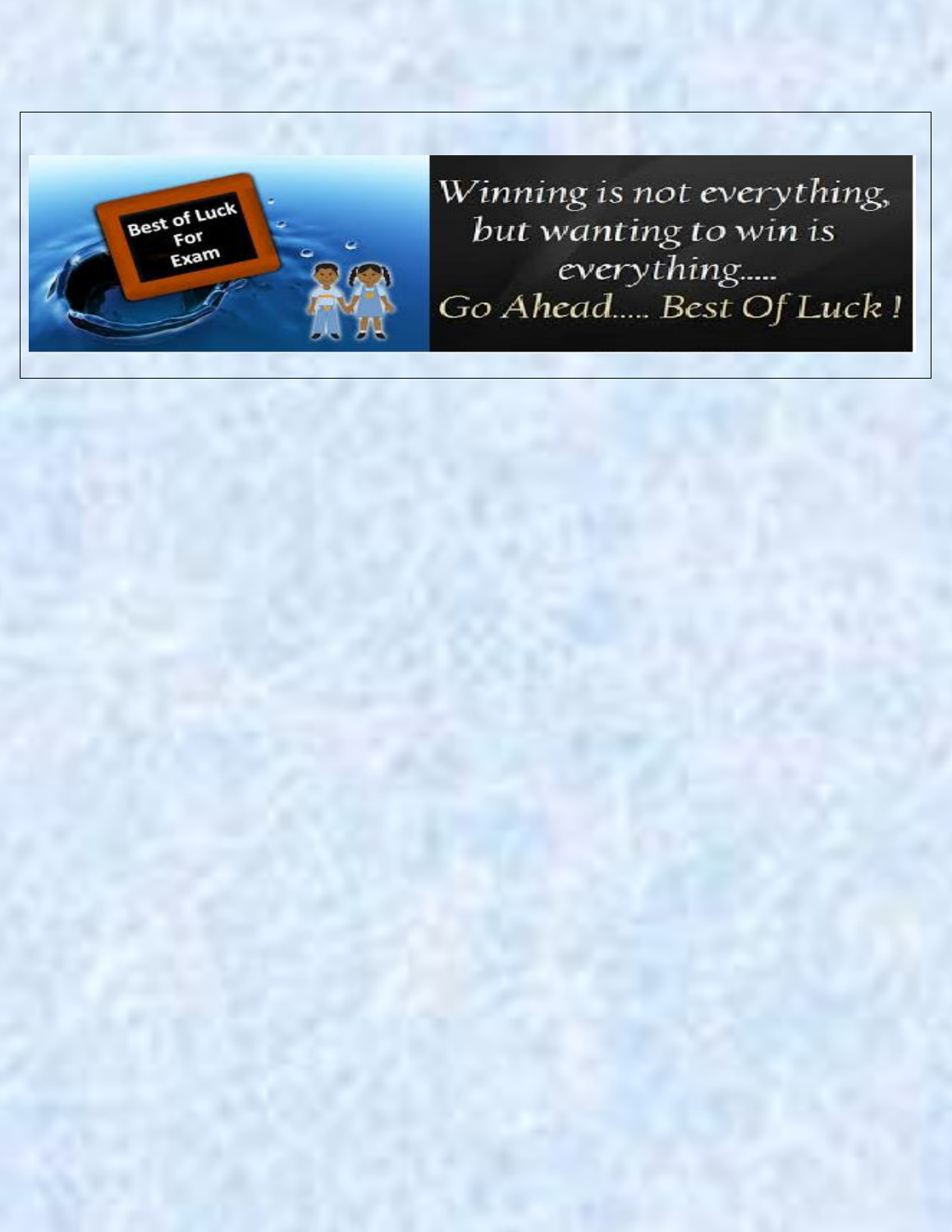Best of Luck For Exam

Winning is not everything, but wanting to win is everything.....

Go Ahead..... Best Of Luck !